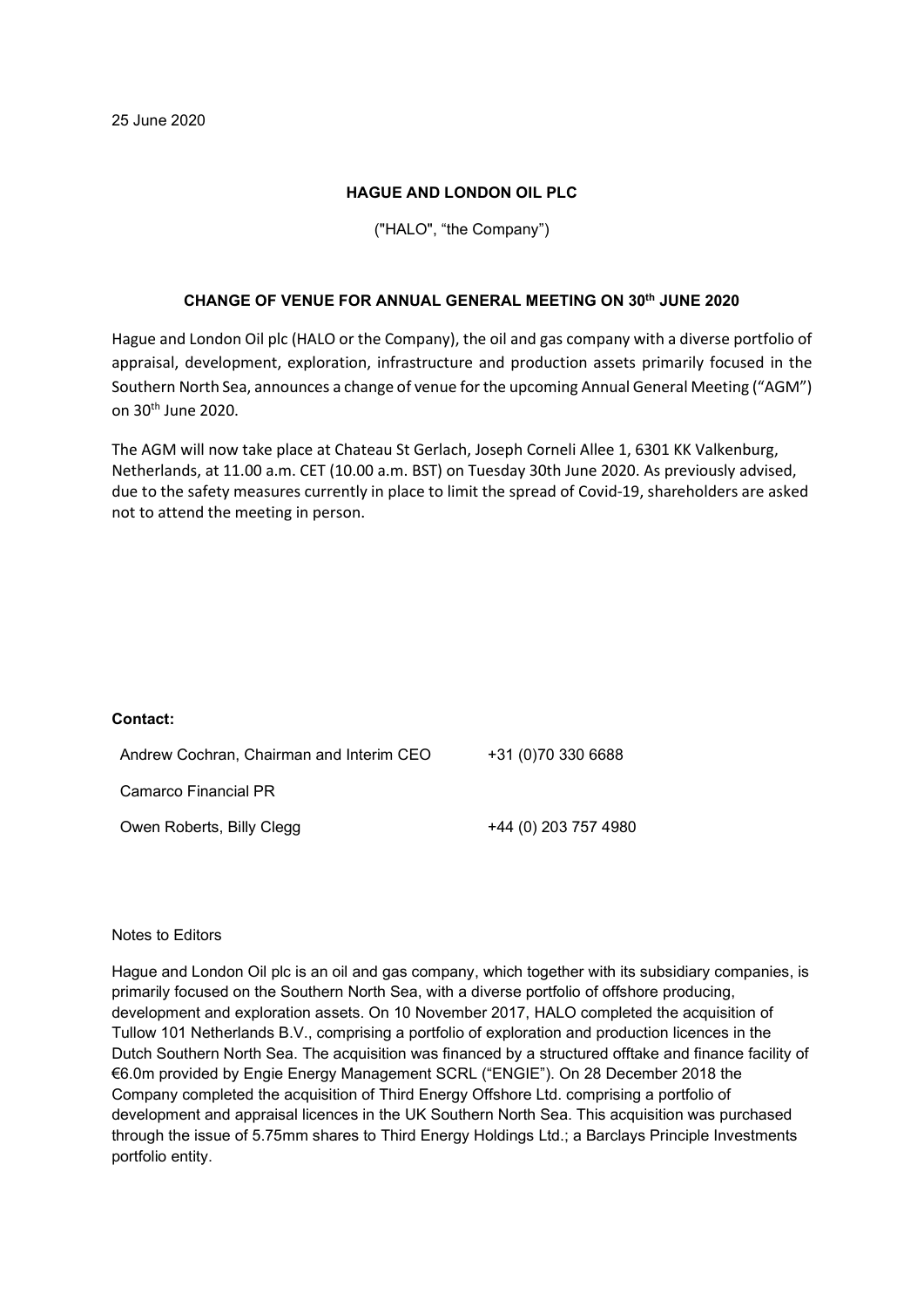25 June 2020

**HAGUE AND LONDON OIL PLC**

("HALO", "the Company")

**CHANGE OF VENUE FOR ANNUAL GENERAL MEETING ON 30th JUNE 2020**

Hague and London Oil plc (HALO or the Company), the oil and gas company with a diverse portfolio of appraisal, development, exploration, infrastructure and production assets primarily focused in the Southern North Sea, announces a change of venue for the upcoming Annual General Meeting ("AGM") on 30th June 2020.

The AGM will now take place at Chateau St Gerlach, Joseph Corneli Allee 1, 6301 KK Valkenburg, Netherlands, at 11.00 a.m. CET (10.00 a.m. BST) on Tuesday 30th June 2020. As previously advised, due to the safety measures currently in place to limit the spread of Covid-19, shareholders are asked not to attend the meeting in person.

**Contact:**

| | |
|---|---|
| Andrew Cochran, Chairman and Interim CEO | +31 (0)70 330 6688 |
| Camarco Financial PR | |
| Owen Roberts, Billy Clegg | +44 (0) 203 757 4980 |

Notes to Editors

Hague and London Oil plc is an oil and gas company, which together with its subsidiary companies, is primarily focused on the Southern North Sea, with a diverse portfolio of offshore producing, development and exploration assets. On 10 November 2017, HALO completed the acquisition of Tullow 101 Netherlands B.V., comprising a portfolio of exploration and production licences in the Dutch Southern North Sea. The acquisition was financed by a structured offtake and finance facility of €6.0m provided by Engie Energy Management SCRL ("ENGIE"). On 28 December 2018 the Company completed the acquisition of Third Energy Offshore Ltd. comprising a portfolio of development and appraisal licences in the UK Southern North Sea. This acquisition was purchased through the issue of 5.75mm shares to Third Energy Holdings Ltd.; a Barclays Principle Investments portfolio entity.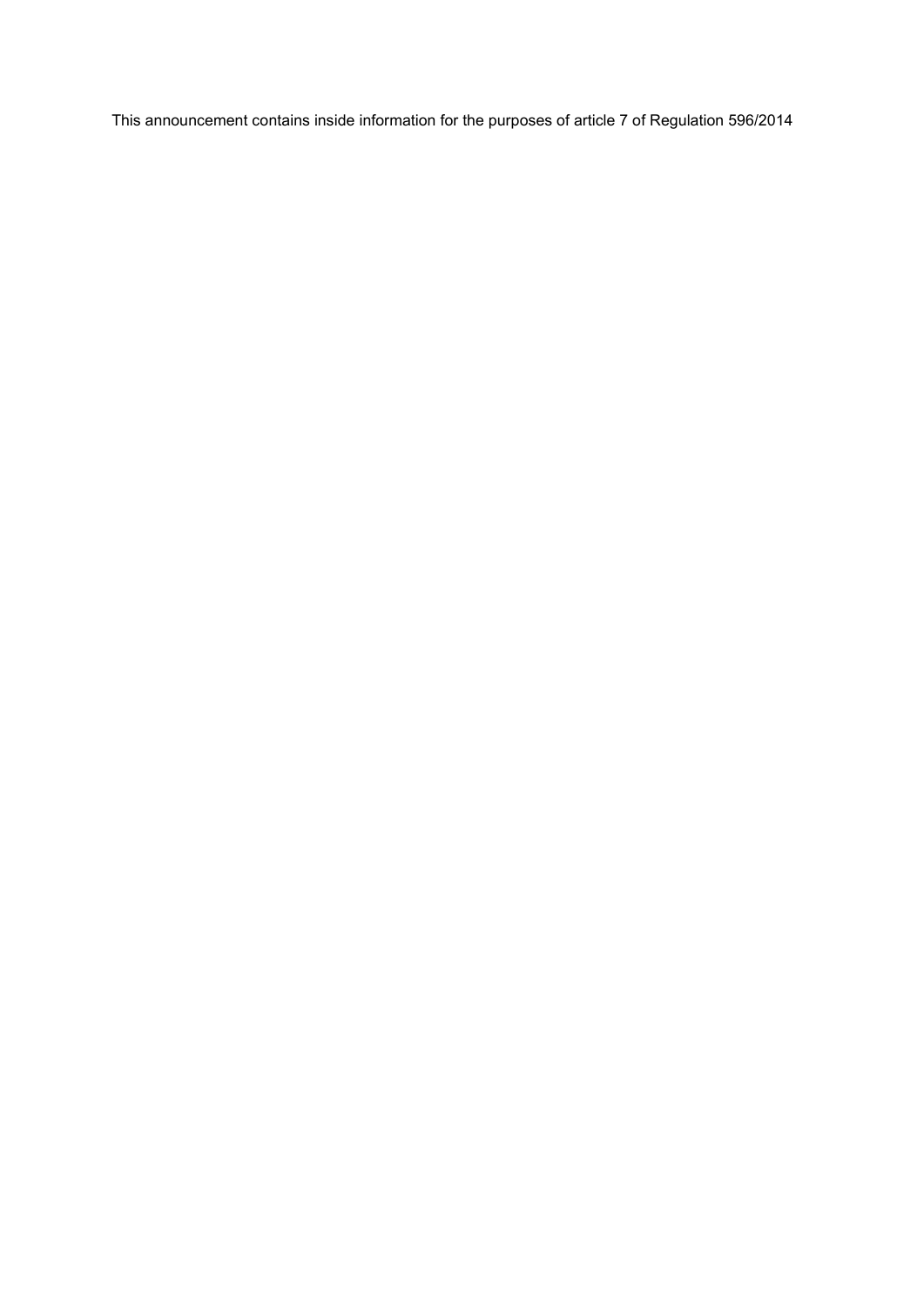This announcement contains inside information for the purposes of article 7 of Regulation 596/2014